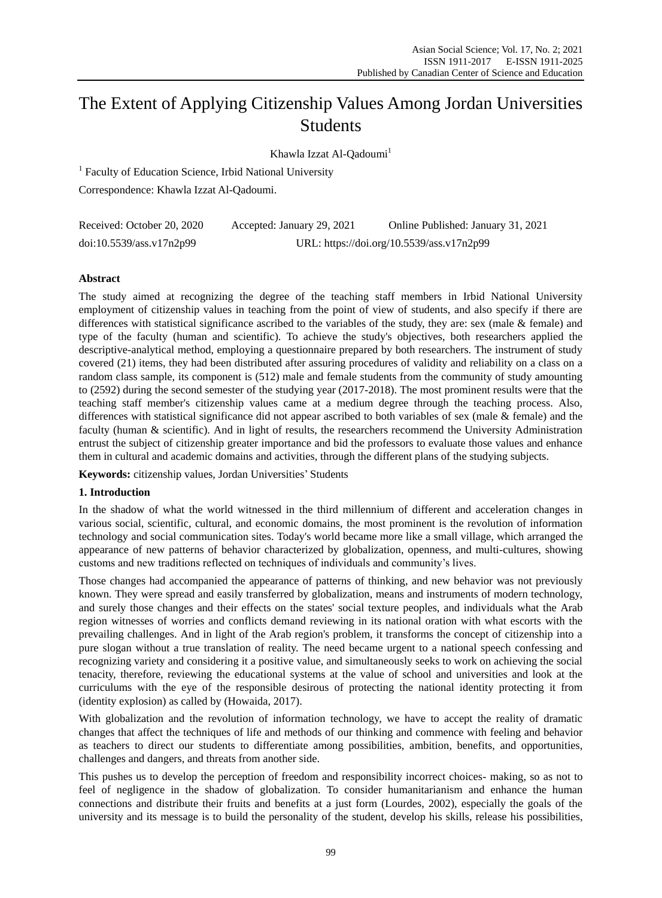# The Extent of Applying Citizenship Values Among Jordan Universities Students

Khawla Izzat Al-Qadoumi[1]

[1] Faculty of Education Science, Irbid National University

Correspondence: Khawla Izzat Al-Qadoumi.

Received: October 20, 2020 Accepted: January 29, 2021 Online Published: January 31, 2021

doi:10.5539/ass.v17n2p99 URL: https://doi.org/10.5539/ass.v17n2p99

## Abstract

The study aimed at recognizing the degree of the teaching staff members in Irbid National University employment of citizenship values in teaching from the point of view of students, and also specify if there are differences with statistical significance ascribed to the variables of the study, they are: sex (male & female) and type of the faculty (human and scientific). To achieve the study's objectives, both researchers applied the descriptive-analytical method, employing a questionnaire prepared by both researchers. The instrument of study covered (21) items, they had been distributed after assuring procedures of validity and reliability on a class on a random class sample, its component is (512) male and female students from the community of study amounting to (2592) during the second semester of the studying year (2017-2018). The most prominent results were that the teaching staff member's citizenship values came at a medium degree through the teaching process. Also, differences with statistical significance did not appear ascribed to both variables of sex (male & female) and the faculty (human & scientific). And in light of results, the researchers recommend the University Administration entrust the subject of citizenship greater importance and bid the professors to evaluate those values and enhance them in cultural and academic domains and activities, through the different plans of the studying subjects.

**Keywords:** citizenship values, Jordan Universities' Students

## 1. Introduction

In the shadow of what the world witnessed in the third millennium of different and acceleration changes in various social, scientific, cultural, and economic domains, the most prominent is the revolution of information technology and social communication sites. Today's world became more like a small village, which arranged the appearance of new patterns of behavior characterized by globalization, openness, and multi-cultures, showing customs and new traditions reflected on techniques of individuals and community's lives.

Those changes had accompanied the appearance of patterns of thinking, and new behavior was not previously known. They were spread and easily transferred by globalization, means and instruments of modern technology, and surely those changes and their effects on the states' social texture peoples, and individuals what the Arab region witnesses of worries and conflicts demand reviewing in its national oration with what escorts with the prevailing challenges. And in light of the Arab region's problem, it transforms the concept of citizenship into a pure slogan without a true translation of reality. The need became urgent to a national speech confessing and recognizing variety and considering it a positive value, and simultaneously seeks to work on achieving the social tenacity, therefore, reviewing the educational systems at the value of school and universities and look at the curriculums with the eye of the responsible desirous of protecting the national identity protecting it from (identity explosion) as called by (Howaida, 2017).

With globalization and the revolution of information technology, we have to accept the reality of dramatic changes that affect the techniques of life and methods of our thinking and commence with feeling and behavior as teachers to direct our students to differentiate among possibilities, ambition, benefits, and opportunities, challenges and dangers, and threats from another side.

This pushes us to develop the perception of freedom and responsibility incorrect choices- making, so as not to feel of negligence in the shadow of globalization. To consider humanitarianism and enhance the human connections and distribute their fruits and benefits at a just form (Lourdes, 2002), especially the goals of the university and its message is to build the personality of the student, develop his skills, release his possibilities,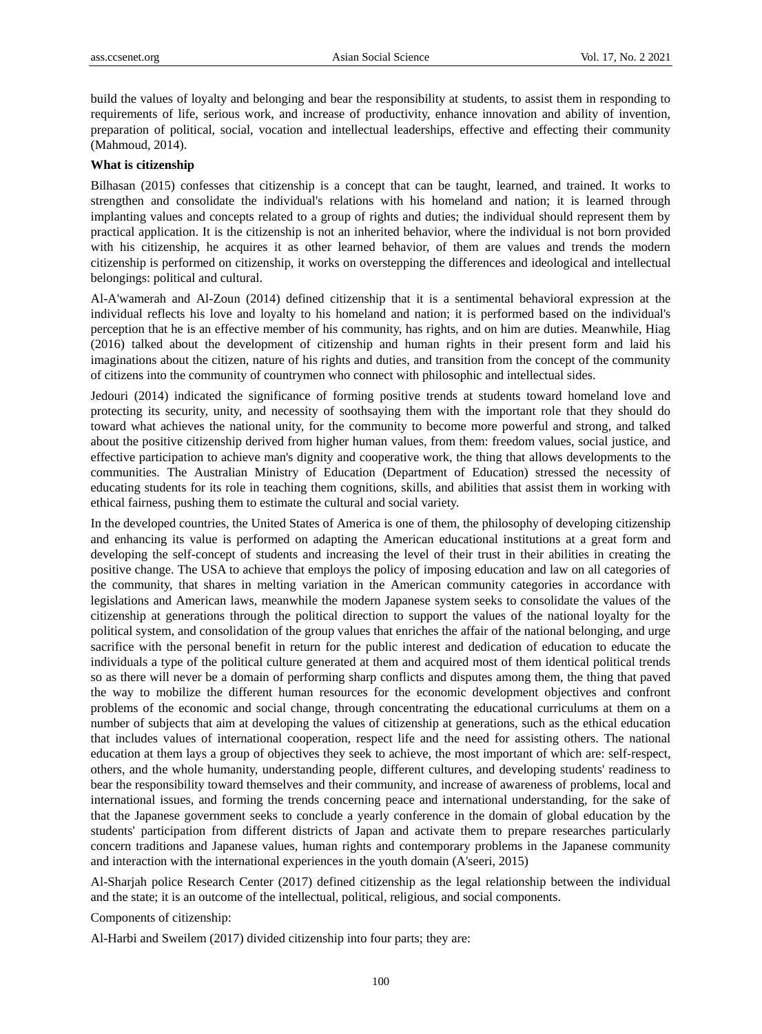build the values of loyalty and belonging and bear the responsibility at students, to assist them in responding to requirements of life, serious work, and increase of productivity, enhance innovation and ability of invention, preparation of political, social, vocation and intellectual leaderships, effective and effecting their community (Mahmoud, 2014).

**What is citizenship**

Bilhasan (2015) confesses that citizenship is a concept that can be taught, learned, and trained. It works to strengthen and consolidate the individual's relations with his homeland and nation; it is learned through implanting values and concepts related to a group of rights and duties; the individual should represent them by practical application. It is the citizenship is not an inherited behavior, where the individual is not born provided with his citizenship, he acquires it as other learned behavior, of them are values and trends the modern citizenship is performed on citizenship, it works on overstepping the differences and ideological and intellectual belongings: political and cultural.

Al-A'wamerah and Al-Zoun (2014) defined citizenship that it is a sentimental behavioral expression at the individual reflects his love and loyalty to his homeland and nation; it is performed based on the individual's perception that he is an effective member of his community, has rights, and on him are duties. Meanwhile, Hiag (2016) talked about the development of citizenship and human rights in their present form and laid his imaginations about the citizen, nature of his rights and duties, and transition from the concept of the community of citizens into the community of countrymen who connect with philosophic and intellectual sides.

Jedouri (2014) indicated the significance of forming positive trends at students toward homeland love and protecting its security, unity, and necessity of soothsaying them with the important role that they should do toward what achieves the national unity, for the community to become more powerful and strong, and talked about the positive citizenship derived from higher human values, from them: freedom values, social justice, and effective participation to achieve man's dignity and cooperative work, the thing that allows developments to the communities. The Australian Ministry of Education (Department of Education) stressed the necessity of educating students for its role in teaching them cognitions, skills, and abilities that assist them in working with ethical fairness, pushing them to estimate the cultural and social variety.

In the developed countries, the United States of America is one of them, the philosophy of developing citizenship and enhancing its value is performed on adapting the American educational institutions at a great form and developing the self-concept of students and increasing the level of their trust in their abilities in creating the positive change. The USA to achieve that employs the policy of imposing education and law on all categories of the community, that shares in melting variation in the American community categories in accordance with legislations and American laws, meanwhile the modern Japanese system seeks to consolidate the values of the citizenship at generations through the political direction to support the values of the national loyalty for the political system, and consolidation of the group values that enriches the affair of the national belonging, and urge sacrifice with the personal benefit in return for the public interest and dedication of education to educate the individuals a type of the political culture generated at them and acquired most of them identical political trends so as there will never be a domain of performing sharp conflicts and disputes among them, the thing that paved the way to mobilize the different human resources for the economic development objectives and confront problems of the economic and social change, through concentrating the educational curriculums at them on a number of subjects that aim at developing the values of citizenship at generations, such as the ethical education that includes values of international cooperation, respect life and the need for assisting others. The national education at them lays a group of objectives they seek to achieve, the most important of which are: self-respect, others, and the whole humanity, understanding people, different cultures, and developing students' readiness to bear the responsibility toward themselves and their community, and increase of awareness of problems, local and international issues, and forming the trends concerning peace and international understanding, for the sake of that the Japanese government seeks to conclude a yearly conference in the domain of global education by the students' participation from different districts of Japan and activate them to prepare researches particularly concern traditions and Japanese values, human rights and contemporary problems in the Japanese community and interaction with the international experiences in the youth domain (A'seeri, 2015)

Al-Sharjah police Research Center (2017) defined citizenship as the legal relationship between the individual and the state; it is an outcome of the intellectual, political, religious, and social components.

Components of citizenship:

Al-Harbi and Sweilem (2017) divided citizenship into four parts; they are: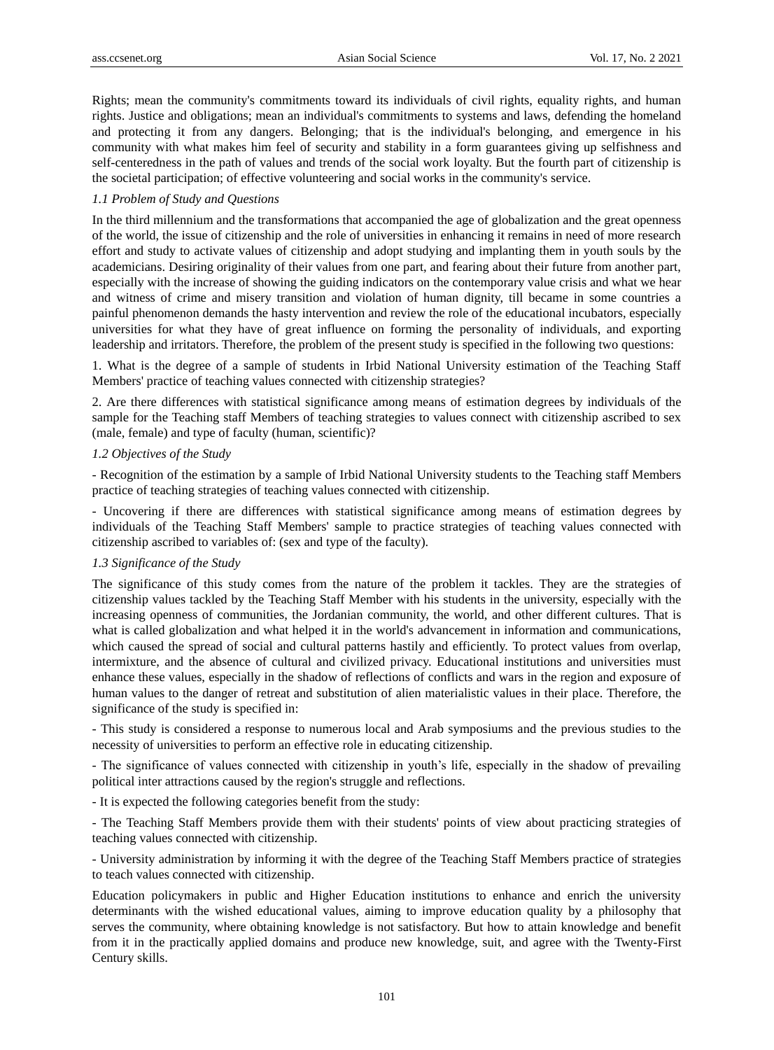Rights; mean the community's commitments toward its individuals of civil rights, equality rights, and human rights. Justice and obligations; mean an individual's commitments to systems and laws, defending the homeland and protecting it from any dangers. Belonging; that is the individual's belonging, and emergence in his community with what makes him feel of security and stability in a form guarantees giving up selfishness and self-centeredness in the path of values and trends of the social work loyalty. But the fourth part of citizenship is the societal participation; of effective volunteering and social works in the community's service.

*1.1 Problem of Study and Questions*

In the third millennium and the transformations that accompanied the age of globalization and the great openness of the world, the issue of citizenship and the role of universities in enhancing it remains in need of more research effort and study to activate values of citizenship and adopt studying and implanting them in youth souls by the academicians. Desiring originality of their values from one part, and fearing about their future from another part, especially with the increase of showing the guiding indicators on the contemporary value crisis and what we hear and witness of crime and misery transition and violation of human dignity, till became in some countries a painful phenomenon demands the hasty intervention and review the role of the educational incubators, especially universities for what they have of great influence on forming the personality of individuals, and exporting leadership and irritators. Therefore, the problem of the present study is specified in the following two questions:

1. What is the degree of a sample of students in Irbid National University estimation of the Teaching Staff Members' practice of teaching values connected with citizenship strategies?

2. Are there differences with statistical significance among means of estimation degrees by individuals of the sample for the Teaching staff Members of teaching strategies to values connect with citizenship ascribed to sex (male, female) and type of faculty (human, scientific)?

*1.2 Objectives of the Study*

- Recognition of the estimation by a sample of Irbid National University students to the Teaching staff Members practice of teaching strategies of teaching values connected with citizenship.

- Uncovering if there are differences with statistical significance among means of estimation degrees by individuals of the Teaching Staff Members' sample to practice strategies of teaching values connected with citizenship ascribed to variables of: (sex and type of the faculty).

*1.3 Significance of the Study*

The significance of this study comes from the nature of the problem it tackles. They are the strategies of citizenship values tackled by the Teaching Staff Member with his students in the university, especially with the increasing openness of communities, the Jordanian community, the world, and other different cultures. That is what is called globalization and what helped it in the world's advancement in information and communications, which caused the spread of social and cultural patterns hastily and efficiently. To protect values from overlap, intermixture, and the absence of cultural and civilized privacy. Educational institutions and universities must enhance these values, especially in the shadow of reflections of conflicts and wars in the region and exposure of human values to the danger of retreat and substitution of alien materialistic values in their place. Therefore, the significance of the study is specified in:

- This study is considered a response to numerous local and Arab symposiums and the previous studies to the necessity of universities to perform an effective role in educating citizenship.

- The significance of values connected with citizenship in youth's life, especially in the shadow of prevailing political inter attractions caused by the region's struggle and reflections.

- It is expected the following categories benefit from the study:

- The Teaching Staff Members provide them with their students' points of view about practicing strategies of teaching values connected with citizenship.

- University administration by informing it with the degree of the Teaching Staff Members practice of strategies to teach values connected with citizenship.

Education policymakers in public and Higher Education institutions to enhance and enrich the university determinants with the wished educational values, aiming to improve education quality by a philosophy that serves the community, where obtaining knowledge is not satisfactory. But how to attain knowledge and benefit from it in the practically applied domains and produce new knowledge, suit, and agree with the Twenty-First Century skills.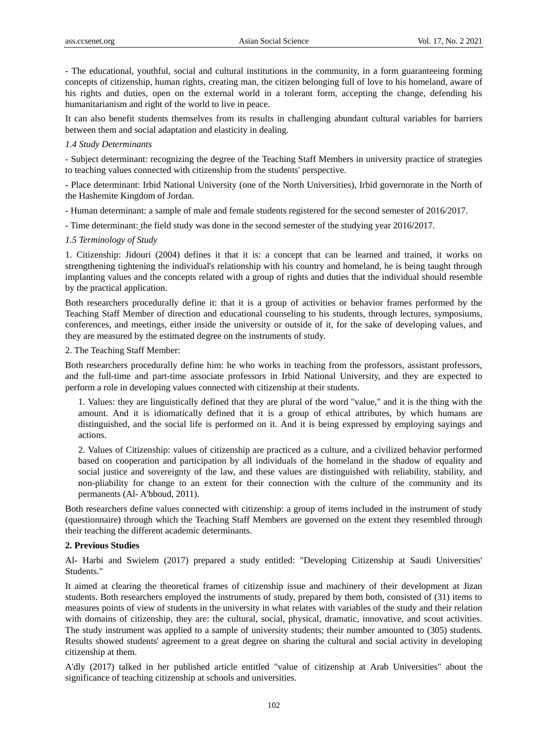- The educational, youthful, social and cultural institutions in the community, in a form guaranteeing forming concepts of citizenship, human rights, creating man, the citizen belonging full of love to his homeland, aware of his rights and duties, open on the external world in a tolerant form, accepting the change, defending his humanitarianism and right of the world to live in peace.

It can also benefit students themselves from its results in challenging abundant cultural variables for barriers between them and social adaptation and elasticity in dealing.

*1.4 Study Determinants*

- Subject determinant: recognizing the degree of the Teaching Staff Members in university practice of strategies to teaching values connected with citizenship from the students' perspective.

- Place determinant: Irbid National University (one of the North Universities), Irbid governorate in the North of the Hashemite Kingdom of Jordan.

- Human determinant: a sample of male and female students registered for the second semester of 2016/2017.

- Time determinant: the field study was done in the second semester of the studying year 2016/2017.

*1.5 Terminology of Study*

1. Citizenship: Jidouri (2004) defines it that it is: a concept that can be learned and trained, it works on strengthening tightening the individual's relationship with his country and homeland, he is being taught through implanting values and the concepts related with a group of rights and duties that the individual should resemble by the practical application.

Both researchers procedurally define it: that it is a group of activities or behavior frames performed by the Teaching Staff Member of direction and educational counseling to his students, through lectures, symposiums, conferences, and meetings, either inside the university or outside of it, for the sake of developing values, and they are measured by the estimated degree on the instruments of study.

2. The Teaching Staff Member:

Both researchers procedurally define him: he who works in teaching from the professors, assistant professors, and the full-time and part-time associate professors in Irbid National University, and they are expected to perform a role in developing values connected with citizenship at their students.

> 1. Values: they are linguistically defined that they are plural of the word "value," and it is the thing with the amount. And it is idiomatically defined that it is a group of ethical attributes, by which humans are distinguished, and the social life is performed on it. And it is being expressed by employing sayings and actions.
>
> 2. Values of Citizenship: values of citizenship are practiced as a culture, and a civilized behavior performed based on cooperation and participation by all individuals of the homeland in the shadow of equality and social justice and sovereignty of the law, and these values are distinguished with reliability, stability, and non-pliability for change to an extent for their connection with the culture of the community and its permanents (Al- A'bboud, 2011).

Both researchers define values connected with citizenship: a group of items included in the instrument of study (questionnaire) through which the Teaching Staff Members are governed on the extent they resembled through their teaching the different academic determinants.

## 2. Previous Studies

Al- Harbi and Swielem (2017) prepared a study entitled: "Developing Citizenship at Saudi Universities' Students."

It aimed at clearing the theoretical frames of citizenship issue and machinery of their development at Jizan students. Both researchers employed the instruments of study, prepared by them both, consisted of (31) items to measures points of view of students in the university in what relates with variables of the study and their relation with domains of citizenship, they are: the cultural, social, physical, dramatic, innovative, and scout activities. The study instrument was applied to a sample of university students; their number amounted to (305) students. Results showed students' agreement to a great degree on sharing the cultural and social activity in developing citizenship at them.

A'dly (2017) talked in her published article entitled "value of citizenship at Arab Universities" about the significance of teaching citizenship at schools and universities.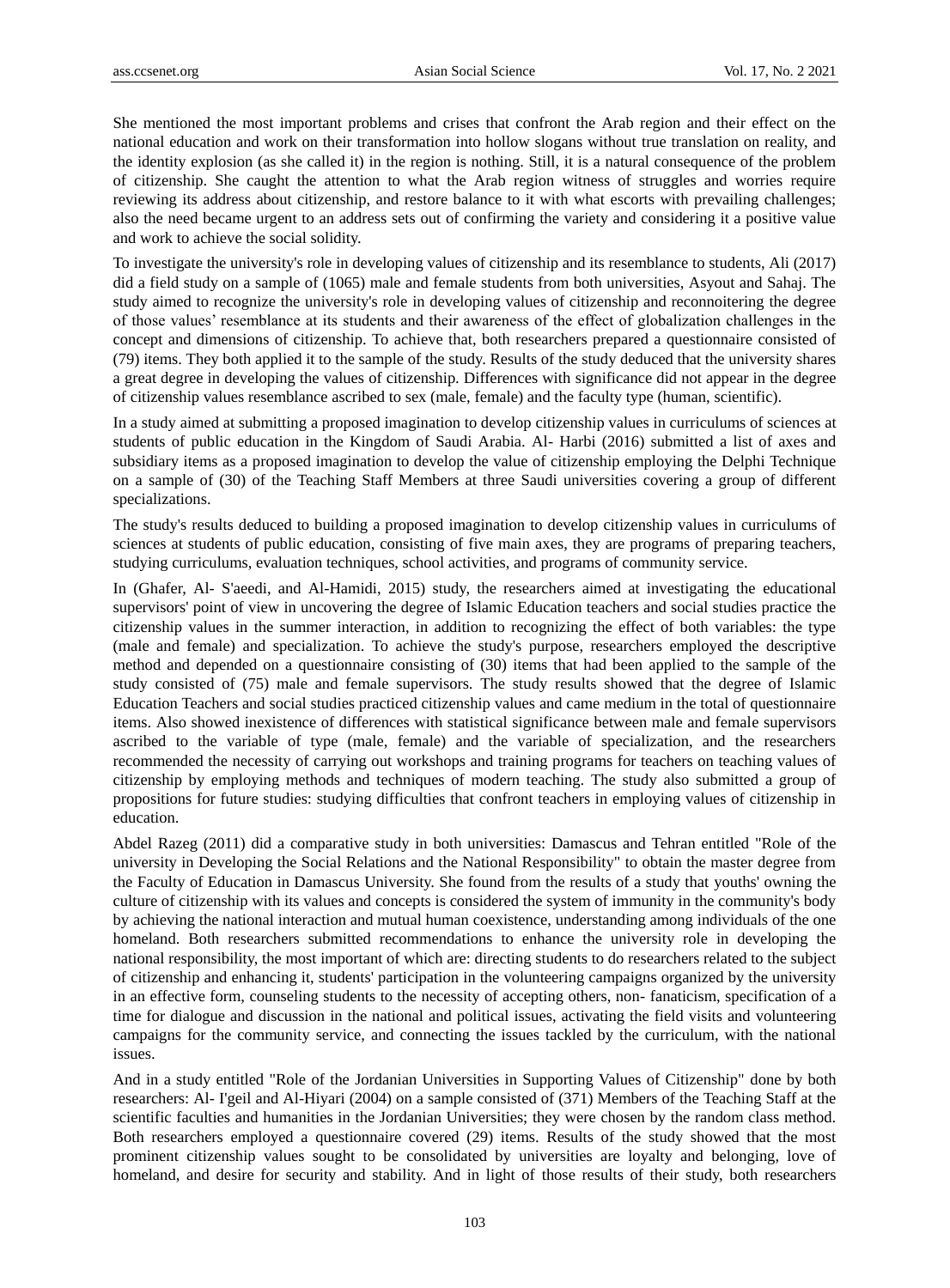She mentioned the most important problems and crises that confront the Arab region and their effect on the national education and work on their transformation into hollow slogans without true translation on reality, and the identity explosion (as she called it) in the region is nothing. Still, it is a natural consequence of the problem of citizenship. She caught the attention to what the Arab region witness of struggles and worries require reviewing its address about citizenship, and restore balance to it with what escorts with prevailing challenges; also the need became urgent to an address sets out of confirming the variety and considering it a positive value and work to achieve the social solidity.

To investigate the university's role in developing values of citizenship and its resemblance to students, Ali (2017) did a field study on a sample of (1065) male and female students from both universities, Asyout and Sahaj. The study aimed to recognize the university's role in developing values of citizenship and reconnoitering the degree of those values' resemblance at its students and their awareness of the effect of globalization challenges in the concept and dimensions of citizenship. To achieve that, both researchers prepared a questionnaire consisted of (79) items. They both applied it to the sample of the study. Results of the study deduced that the university shares a great degree in developing the values of citizenship. Differences with significance did not appear in the degree of citizenship values resemblance ascribed to sex (male, female) and the faculty type (human, scientific).

In a study aimed at submitting a proposed imagination to develop citizenship values in curriculums of sciences at students of public education in the Kingdom of Saudi Arabia. Al- Harbi (2016) submitted a list of axes and subsidiary items as a proposed imagination to develop the value of citizenship employing the Delphi Technique on a sample of (30) of the Teaching Staff Members at three Saudi universities covering a group of different specializations.

The study's results deduced to building a proposed imagination to develop citizenship values in curriculums of sciences at students of public education, consisting of five main axes, they are programs of preparing teachers, studying curriculums, evaluation techniques, school activities, and programs of community service.

In (Ghafer, Al- S'aeedi, and Al-Hamidi, 2015) study, the researchers aimed at investigating the educational supervisors' point of view in uncovering the degree of Islamic Education teachers and social studies practice the citizenship values in the summer interaction, in addition to recognizing the effect of both variables: the type (male and female) and specialization. To achieve the study's purpose, researchers employed the descriptive method and depended on a questionnaire consisting of (30) items that had been applied to the sample of the study consisted of (75) male and female supervisors. The study results showed that the degree of Islamic Education Teachers and social studies practiced citizenship values and came medium in the total of questionnaire items. Also showed inexistence of differences with statistical significance between male and female supervisors ascribed to the variable of type (male, female) and the variable of specialization, and the researchers recommended the necessity of carrying out workshops and training programs for teachers on teaching values of citizenship by employing methods and techniques of modern teaching. The study also submitted a group of propositions for future studies: studying difficulties that confront teachers in employing values of citizenship in education.

Abdel Razeg (2011) did a comparative study in both universities: Damascus and Tehran entitled "Role of the university in Developing the Social Relations and the National Responsibility" to obtain the master degree from the Faculty of Education in Damascus University. She found from the results of a study that youths' owning the culture of citizenship with its values and concepts is considered the system of immunity in the community's body by achieving the national interaction and mutual human coexistence, understanding among individuals of the one homeland. Both researchers submitted recommendations to enhance the university role in developing the national responsibility, the most important of which are: directing students to do researchers related to the subject of citizenship and enhancing it, students' participation in the volunteering campaigns organized by the university in an effective form, counseling students to the necessity of accepting others, non- fanaticism, specification of a time for dialogue and discussion in the national and political issues, activating the field visits and volunteering campaigns for the community service, and connecting the issues tackled by the curriculum, with the national issues.

And in a study entitled "Role of the Jordanian Universities in Supporting Values of Citizenship" done by both researchers: Al- I'geil and Al-Hiyari (2004) on a sample consisted of (371) Members of the Teaching Staff at the scientific faculties and humanities in the Jordanian Universities; they were chosen by the random class method. Both researchers employed a questionnaire covered (29) items. Results of the study showed that the most prominent citizenship values sought to be consolidated by universities are loyalty and belonging, love of homeland, and desire for security and stability. And in light of those results of their study, both researchers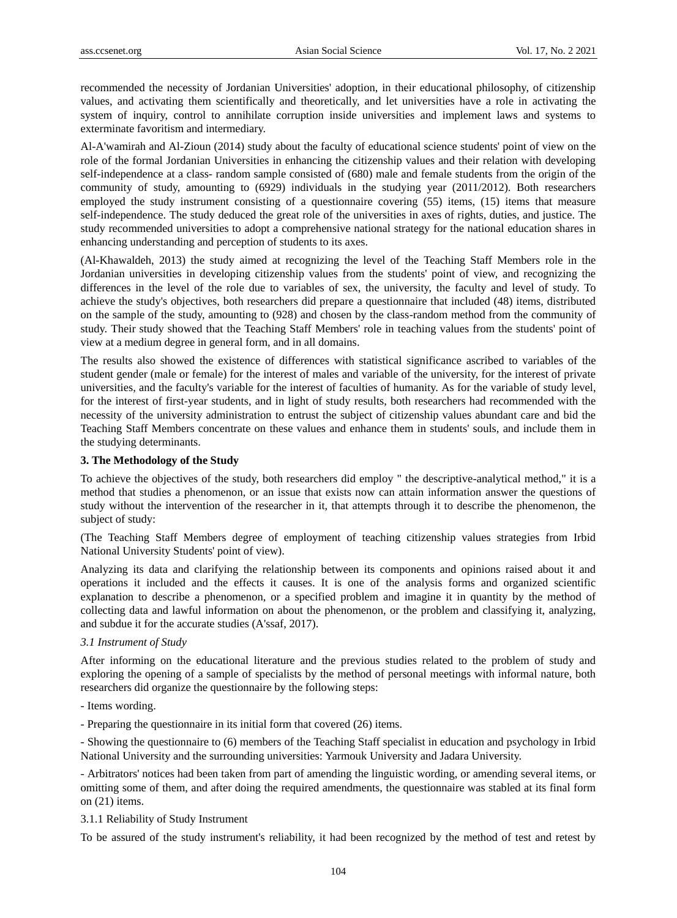recommended the necessity of Jordanian Universities' adoption, in their educational philosophy, of citizenship values, and activating them scientifically and theoretically, and let universities have a role in activating the system of inquiry, control to annihilate corruption inside universities and implement laws and systems to exterminate favoritism and intermediary.

Al-A'wamirah and Al-Zioun (2014) study about the faculty of educational science students' point of view on the role of the formal Jordanian Universities in enhancing the citizenship values and their relation with developing self-independence at a class- random sample consisted of (680) male and female students from the origin of the community of study, amounting to (6929) individuals in the studying year (2011/2012). Both researchers employed the study instrument consisting of a questionnaire covering (55) items, (15) items that measure self-independence. The study deduced the great role of the universities in axes of rights, duties, and justice. The study recommended universities to adopt a comprehensive national strategy for the national education shares in enhancing understanding and perception of students to its axes.

(Al-Khawaldeh, 2013) the study aimed at recognizing the level of the Teaching Staff Members role in the Jordanian universities in developing citizenship values from the students' point of view, and recognizing the differences in the level of the role due to variables of sex, the university, the faculty and level of study. To achieve the study's objectives, both researchers did prepare a questionnaire that included (48) items, distributed on the sample of the study, amounting to (928) and chosen by the class-random method from the community of study. Their study showed that the Teaching Staff Members' role in teaching values from the students' point of view at a medium degree in general form, and in all domains.

The results also showed the existence of differences with statistical significance ascribed to variables of the student gender (male or female) for the interest of males and variable of the university, for the interest of private universities, and the faculty's variable for the interest of faculties of humanity. As for the variable of study level, for the interest of first-year students, and in light of study results, both researchers had recommended with the necessity of the university administration to entrust the subject of citizenship values abundant care and bid the Teaching Staff Members concentrate on these values and enhance them in students' souls, and include them in the studying determinants.

## 3. The Methodology of the Study

To achieve the objectives of the study, both researchers did employ " the descriptive-analytical method," it is a method that studies a phenomenon, or an issue that exists now can attain information answer the questions of study without the intervention of the researcher in it, that attempts through it to describe the phenomenon, the subject of study:

(The Teaching Staff Members degree of employment of teaching citizenship values strategies from Irbid National University Students' point of view).

Analyzing its data and clarifying the relationship between its components and opinions raised about it and operations it included and the effects it causes. It is one of the analysis forms and organized scientific explanation to describe a phenomenon, or a specified problem and imagine it in quantity by the method of collecting data and lawful information on about the phenomenon, or the problem and classifying it, analyzing, and subdue it for the accurate studies (A'ssaf, 2017).

### *3.1 Instrument of Study*

After informing on the educational literature and the previous studies related to the problem of study and exploring the opening of a sample of specialists by the method of personal meetings with informal nature, both researchers did organize the questionnaire by the following steps:

- Items wording.

- Preparing the questionnaire in its initial form that covered (26) items.

- Showing the questionnaire to (6) members of the Teaching Staff specialist in education and psychology in Irbid National University and the surrounding universities: Yarmouk University and Jadara University.

- Arbitrators' notices had been taken from part of amending the linguistic wording, or amending several items, or omitting some of them, and after doing the required amendments, the questionnaire was stabled at its final form on (21) items.

#### 3.1.1 Reliability of Study Instrument

To be assured of the study instrument's reliability, it had been recognized by the method of test and retest by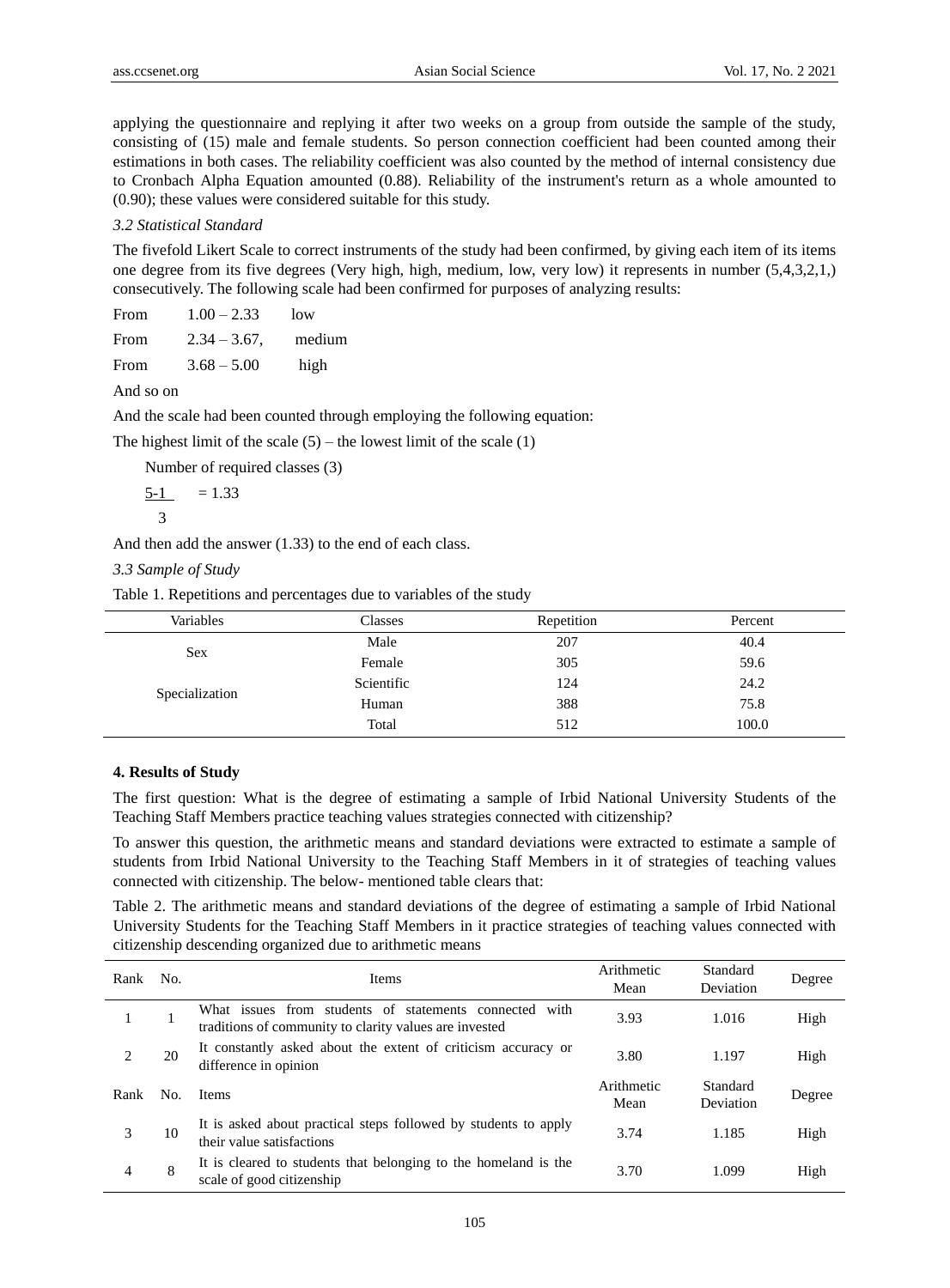applying the questionnaire and replying it after two weeks on a group from outside the sample of the study, consisting of (15) male and female students. So person connection coefficient had been counted among their estimations in both cases. The reliability coefficient was also counted by the method of internal consistency due to Cronbach Alpha Equation amounted (0.88). Reliability of the instrument's return as a whole amounted to (0.90); these values were considered suitable for this study.

*3.2 Statistical Standard*

The fivefold Likert Scale to correct instruments of the study had been confirmed, by giving each item of its items one degree from its five degrees (Very high, high, medium, low, very low) it represents in number (5,4,3,2,1,) consecutively. The following scale had been confirmed for purposes of analyzing results:

From 1.00 – 2.33 low

From 2.34 – 3.67, medium

From 3.68 – 5.00 high

And so on

And the scale had been counted through employing the following equation:

The highest limit of the scale (5) – the lowest limit of the scale (1)

Number of required classes (3)

$$\frac{5-1}{3} = 1.33$$

And then add the answer (1.33) to the end of each class.

*3.3 Sample of Study*

Table 1. Repetitions and percentages due to variables of the study

| Variables | Classes | Repetition | Percent |
|---|---|---|---|
| Sex | Male | 207 | 40.4 |
| | Female | 305 | 59.6 |
| Specialization | Scientific | 124 | 24.2 |
| | Human | 388 | 75.8 |
| | Total | 512 | 100.0 |

## 4. Results of Study

The first question: What is the degree of estimating a sample of Irbid National University Students of the Teaching Staff Members practice teaching values strategies connected with citizenship?

To answer this question, the arithmetic means and standard deviations were extracted to estimate a sample of students from Irbid National University to the Teaching Staff Members in it of strategies of teaching values connected with citizenship. The below- mentioned table clears that:

Table 2. The arithmetic means and standard deviations of the degree of estimating a sample of Irbid National University Students for the Teaching Staff Members in it practice strategies of teaching values connected with citizenship descending organized due to arithmetic means

| Rank | No. | Items | Arithmetic Mean | Standard Deviation | Degree |
|---|---|---|---|---|---|
| 1 | 1 | What issues from students of statements connected with traditions of community to clarity values are invested | 3.93 | 1.016 | High |
| 2 | 20 | It constantly asked about the extent of criticism accuracy or difference in opinion | 3.80 | 1.197 | High |
| 3 | 10 | It is asked about practical steps followed by students to apply their value satisfactions | 3.74 | 1.185 | High |
| 4 | 8 | It is cleared to students that belonging to the homeland is the scale of good citizenship | 3.70 | 1.099 | High |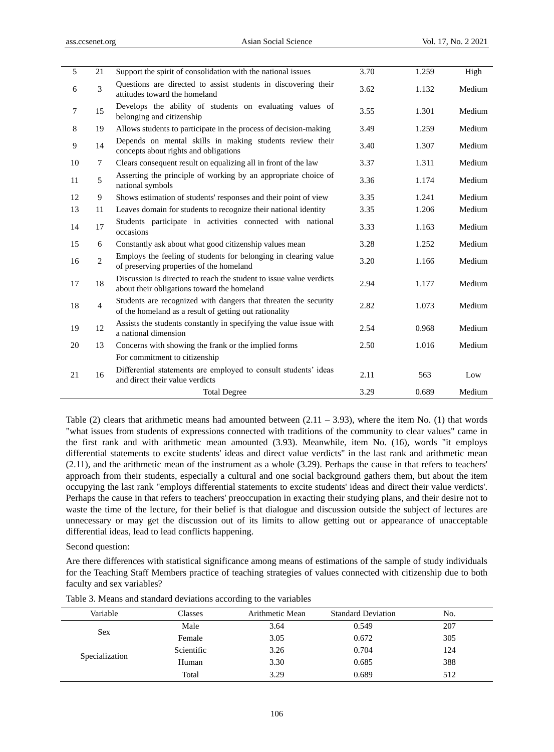| | | | | | |
|---|---|---|---|---|---|
| 5 | 21 | Support the spirit of consolidation with the national issues | 3.70 | 1.259 | High |
| 6 | 3 | Questions are directed to assist students in discovering their attitudes toward the homeland | 3.62 | 1.132 | Medium |
| 7 | 15 | Develops the ability of students on evaluating values of belonging and citizenship | 3.55 | 1.301 | Medium |
| 8 | 19 | Allows students to participate in the process of decision-making | 3.49 | 1.259 | Medium |
| 9 | 14 | Depends on mental skills in making students review their concepts about rights and obligations | 3.40 | 1.307 | Medium |
| 10 | 7 | Clears consequent result on equalizing all in front of the law | 3.37 | 1.311 | Medium |
| 11 | 5 | Asserting the principle of working by an appropriate choice of national symbols | 3.36 | 1.174 | Medium |
| 12 | 9 | Shows estimation of students' responses and their point of view | 3.35 | 1.241 | Medium |
| 13 | 11 | Leaves domain for students to recognize their national identity | 3.35 | 1.206 | Medium |
| 14 | 17 | Students participate in activities connected with national occasions | 3.33 | 1.163 | Medium |
| 15 | 6 | Constantly ask about what good citizenship values mean | 3.28 | 1.252 | Medium |
| 16 | 2 | Employs the feeling of students for belonging in clearing value of preserving properties of the homeland | 3.20 | 1.166 | Medium |
| 17 | 18 | Discussion is directed to reach the student to issue value verdicts about their obligations toward the homeland | 2.94 | 1.177 | Medium |
| 18 | 4 | Students are recognized with dangers that threaten the security of the homeland as a result of getting out rationality | 2.82 | 1.073 | Medium |
| 19 | 12 | Assists the students constantly in specifying the value issue with a national dimension | 2.54 | 0.968 | Medium |
| 20 | 13 | Concerns with showing the frank or the implied forms | 2.50 | 1.016 | Medium |
| | | For commitment to citizenship | | | |
| 21 | 16 | Differential statements are employed to consult students' ideas and direct their value verdicts | 2.11 | 563 | Low |
| | | Total Degree | 3.29 | 0.689 | Medium |

Table (2) clears that arithmetic means had amounted between (2.11 – 3.93), where the item No. (1) that words "what issues from students of expressions connected with traditions of the community to clear values" came in the first rank and with arithmetic mean amounted (3.93). Meanwhile, item No. (16), words "it employs differential statements to excite students' ideas and direct value verdicts" in the last rank and arithmetic mean (2.11), and the arithmetic mean of the instrument as a whole (3.29). Perhaps the cause in that refers to teachers' approach from their students, especially a cultural and one social background gathers them, but about the item occupying the last rank "employs differential statements to excite students' ideas and direct their value verdicts'. Perhaps the cause in that refers to teachers' preoccupation in exacting their studying plans, and their desire not to waste the time of the lecture, for their belief is that dialogue and discussion outside the subject of lectures are unnecessary or may get the discussion out of its limits to allow getting out or appearance of unacceptable differential ideas, lead to lead conflicts happening.

Second question:

Are there differences with statistical significance among means of estimations of the sample of study individuals for the Teaching Staff Members practice of teaching strategies of values connected with citizenship due to both faculty and sex variables?

Table 3. Means and standard deviations according to the variables

| Variable | Classes | Arithmetic Mean | Standard Deviation | No. |
|---|---|---|---|---|
| Sex | Male | 3.64 | 0.549 | 207 |
| | Female | 3.05 | 0.672 | 305 |
| Specialization | Scientific | 3.26 | 0.704 | 124 |
| | Human | 3.30 | 0.685 | 388 |
| | Total | 3.29 | 0.689 | 512 |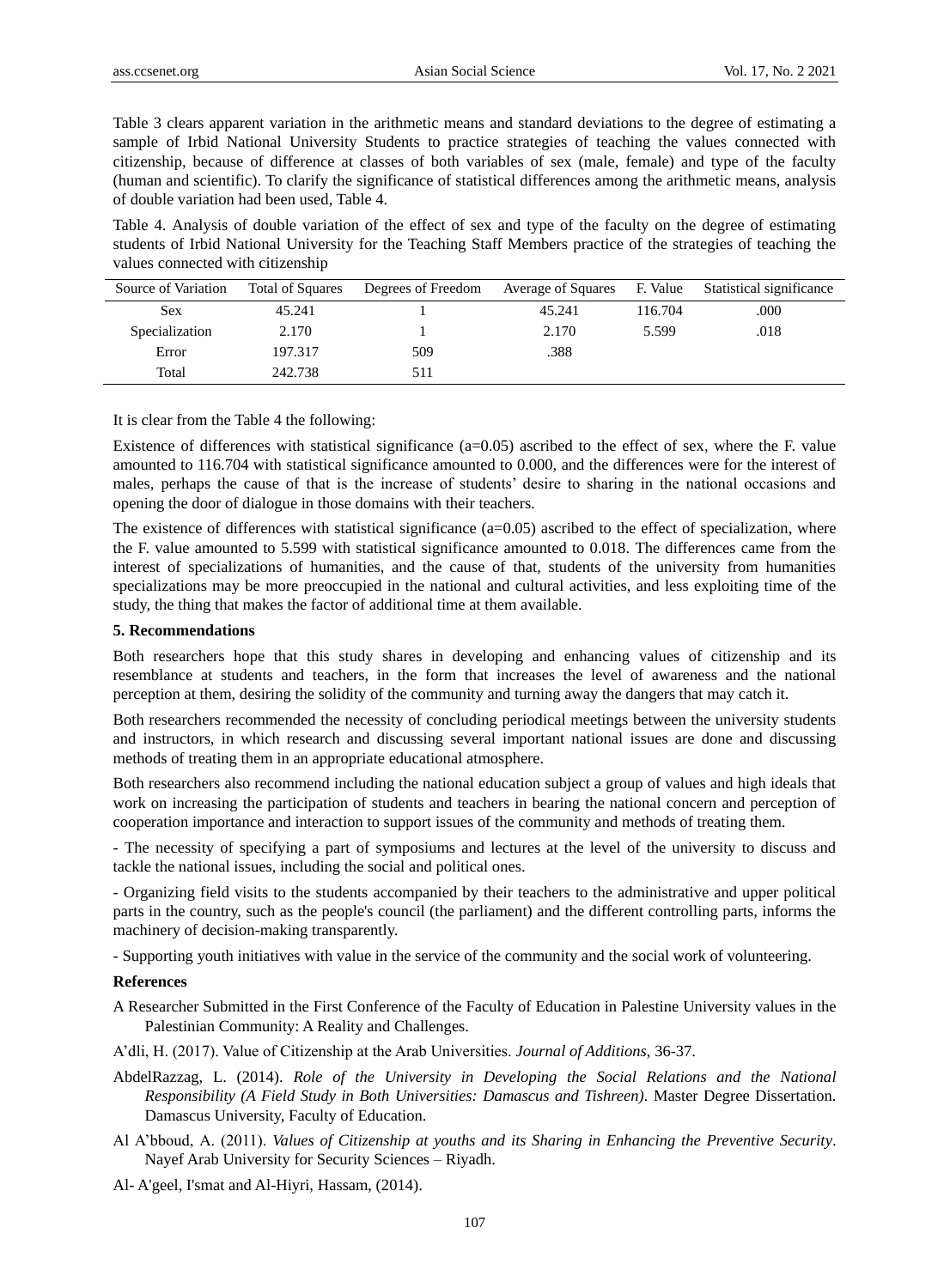Table 3 clears apparent variation in the arithmetic means and standard deviations to the degree of estimating a sample of Irbid National University Students to practice strategies of teaching the values connected with citizenship, because of difference at classes of both variables of sex (male, female) and type of the faculty (human and scientific). To clarify the significance of statistical differences among the arithmetic means, analysis of double variation had been used, Table 4.

Table 4. Analysis of double variation of the effect of sex and type of the faculty on the degree of estimating students of Irbid National University for the Teaching Staff Members practice of the strategies of teaching the values connected with citizenship

| Source of Variation | Total of Squares | Degrees of Freedom | Average of Squares | F. Value | Statistical significance |
|---|---|---|---|---|---|
| Sex | 45.241 | 1 | 45.241 | 116.704 | .000 |
| Specialization | 2.170 | 1 | 2.170 | 5.599 | .018 |
| Error | 197.317 | 509 | .388 | | |
| Total | 242.738 | 511 | | | |

It is clear from the Table 4 the following:

Existence of differences with statistical significance (a=0.05) ascribed to the effect of sex, where the F. value amounted to 116.704 with statistical significance amounted to 0.000, and the differences were for the interest of males, perhaps the cause of that is the increase of students' desire to sharing in the national occasions and opening the door of dialogue in those domains with their teachers.

The existence of differences with statistical significance (a=0.05) ascribed to the effect of specialization, where the F. value amounted to 5.599 with statistical significance amounted to 0.018. The differences came from the interest of specializations of humanities, and the cause of that, students of the university from humanities specializations may be more preoccupied in the national and cultural activities, and less exploiting time of the study, the thing that makes the factor of additional time at them available.

**5. Recommendations**

Both researchers hope that this study shares in developing and enhancing values of citizenship and its resemblance at students and teachers, in the form that increases the level of awareness and the national perception at them, desiring the solidity of the community and turning away the dangers that may catch it.

Both researchers recommended the necessity of concluding periodical meetings between the university students and instructors, in which research and discussing several important national issues are done and discussing methods of treating them in an appropriate educational atmosphere.

Both researchers also recommend including the national education subject a group of values and high ideals that work on increasing the participation of students and teachers in bearing the national concern and perception of cooperation importance and interaction to support issues of the community and methods of treating them.

- The necessity of specifying a part of symposiums and lectures at the level of the university to discuss and tackle the national issues, including the social and political ones.

- Organizing field visits to the students accompanied by their teachers to the administrative and upper political parts in the country, such as the people's council (the parliament) and the different controlling parts, informs the machinery of decision-making transparently.

- Supporting youth initiatives with value in the service of the community and the social work of volunteering.

**References**

A Researcher Submitted in the First Conference of the Faculty of Education in Palestine University values in the Palestinian Community: A Reality and Challenges.

A'dli, H. (2017). Value of Citizenship at the Arab Universities. *Journal of Additions*, 36-37.

AbdelRazzag, L. (2014). *Role of the University in Developing the Social Relations and the National Responsibility (A Field Study in Both Universities: Damascus and Tishreen)*. Master Degree Dissertation. Damascus University, Faculty of Education.

Al A'bboud, A. (2011). *Values of Citizenship at youths and its Sharing in Enhancing the Preventive Security*. Nayef Arab University for Security Sciences – Riyadh.

Al- A'geel, I'smat and Al-Hiyri, Hassam, (2014).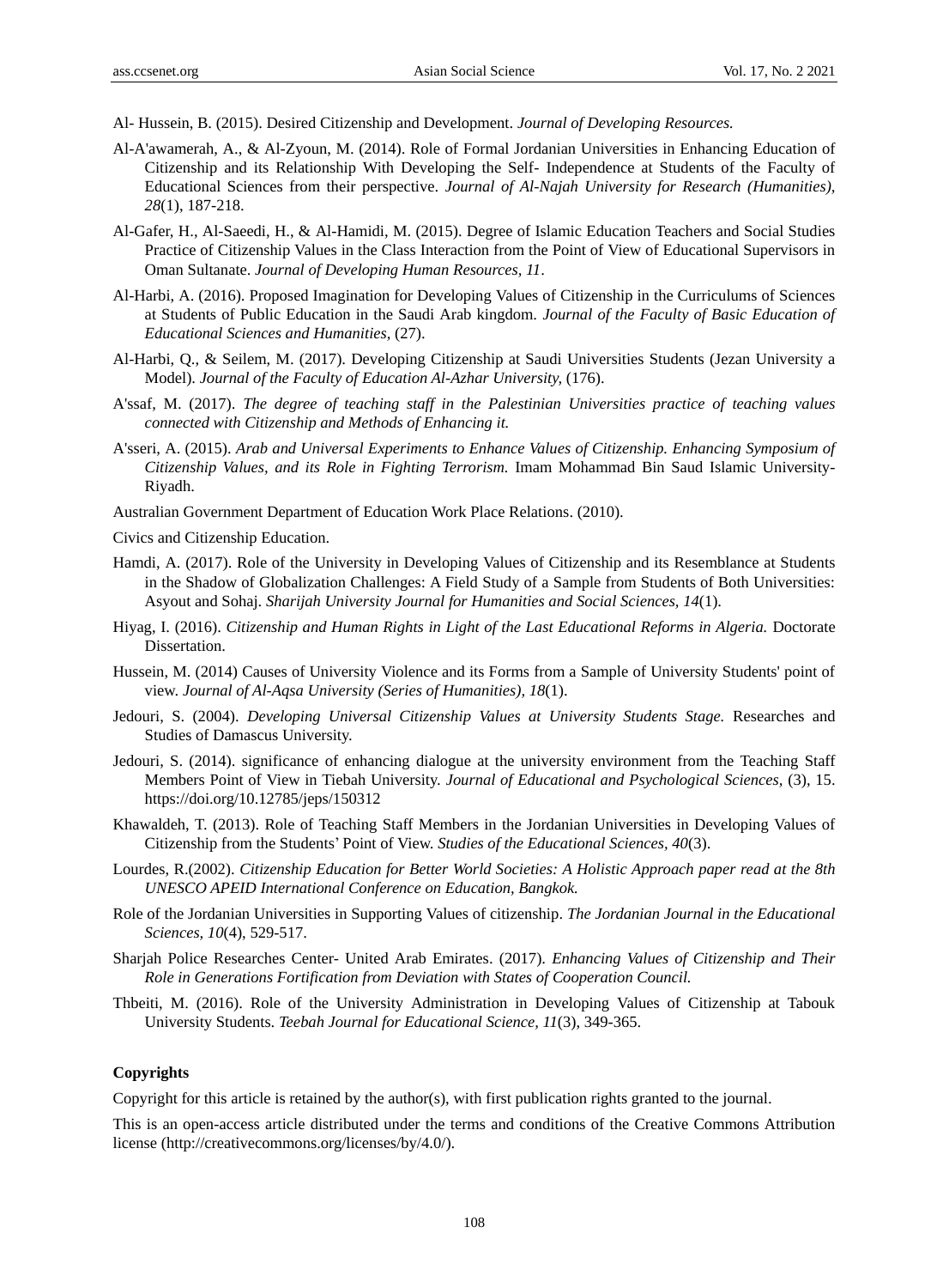Al- Hussein, B. (2015). Desired Citizenship and Development. *Journal of Developing Resources.*

Al-A'awamerah, A., & Al-Zyoun, M. (2014). Role of Formal Jordanian Universities in Enhancing Education of Citizenship and its Relationship With Developing the Self- Independence at Students of the Faculty of Educational Sciences from their perspective. *Journal of Al-Najah University for Research (Humanities), 28*(1), 187-218.

Al-Gafer, H., Al-Saeedi, H., & Al-Hamidi, M. (2015). Degree of Islamic Education Teachers and Social Studies Practice of Citizenship Values in the Class Interaction from the Point of View of Educational Supervisors in Oman Sultanate. *Journal of Developing Human Resources, 11*.

Al-Harbi, A. (2016). Proposed Imagination for Developing Values of Citizenship in the Curriculums of Sciences at Students of Public Education in the Saudi Arab kingdom. *Journal of the Faculty of Basic Education of Educational Sciences and Humanities,* (27).

Al-Harbi, Q., & Seilem, M. (2017). Developing Citizenship at Saudi Universities Students (Jezan University a Model). *Journal of the Faculty of Education Al-Azhar University,* (176).

A'ssaf, M. (2017). *The degree of teaching staff in the Palestinian Universities practice of teaching values connected with Citizenship and Methods of Enhancing it.*

A'sseri, A. (2015). *Arab and Universal Experiments to Enhance Values of Citizenship. Enhancing Symposium of Citizenship Values, and its Role in Fighting Terrorism.* Imam Mohammad Bin Saud Islamic University-Riyadh.

Australian Government Department of Education Work Place Relations. (2010).

Civics and Citizenship Education.

Hamdi, A. (2017). Role of the University in Developing Values of Citizenship and its Resemblance at Students in the Shadow of Globalization Challenges: A Field Study of a Sample from Students of Both Universities: Asyout and Sohaj. *Sharijah University Journal for Humanities and Social Sciences, 14*(1).

Hiyag, I. (2016). *Citizenship and Human Rights in Light of the Last Educational Reforms in Algeria.* Doctorate Dissertation.

Hussein, M. (2014) Causes of University Violence and its Forms from a Sample of University Students' point of view. *Journal of Al-Aqsa University (Series of Humanities), 18*(1).

Jedouri, S. (2004). *Developing Universal Citizenship Values at University Students Stage.* Researches and Studies of Damascus University.

Jedouri, S. (2014). significance of enhancing dialogue at the university environment from the Teaching Staff Members Point of View in Tiebah University. *Journal of Educational and Psychological Sciences,* (3), 15. https://doi.org/10.12785/jeps/150312

Khawaldeh, T. (2013). Role of Teaching Staff Members in the Jordanian Universities in Developing Values of Citizenship from the Students' Point of View. *Studies of the Educational Sciences, 40*(3).

Lourdes, R.(2002). *Citizenship Education for Better World Societies: A Holistic Approach paper read at the 8th UNESCO APEID International Conference on Education, Bangkok.*

Role of the Jordanian Universities in Supporting Values of citizenship. *The Jordanian Journal in the Educational Sciences, 10*(4), 529-517.

Sharjah Police Researches Center- United Arab Emirates. (2017). *Enhancing Values of Citizenship and Their Role in Generations Fortification from Deviation with States of Cooperation Council.*

Thbeiti, M. (2016). Role of the University Administration in Developing Values of Citizenship at Tabouk University Students. *Teebah Journal for Educational Science, 11*(3), 349-365.

## Copyrights

Copyright for this article is retained by the author(s), with first publication rights granted to the journal.

This is an open-access article distributed under the terms and conditions of the Creative Commons Attribution license (http://creativecommons.org/licenses/by/4.0/).